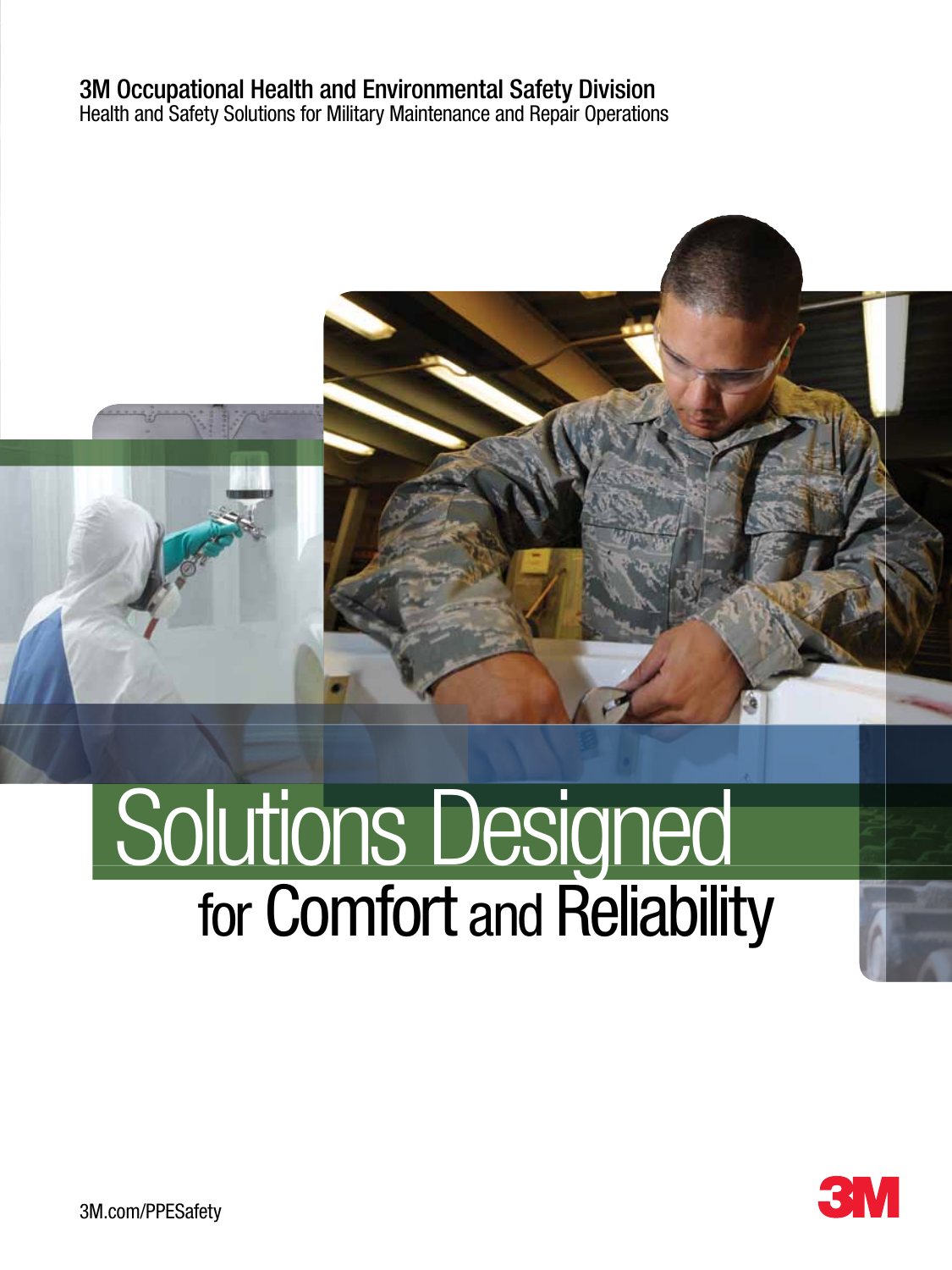3M Occupational Health and Environmental Safety Division

Health and Safety Solutions for Military Maintenance and Repair Operations

# Solutions Designed for Comfort and Reliability

3M.com/PPESafety

3M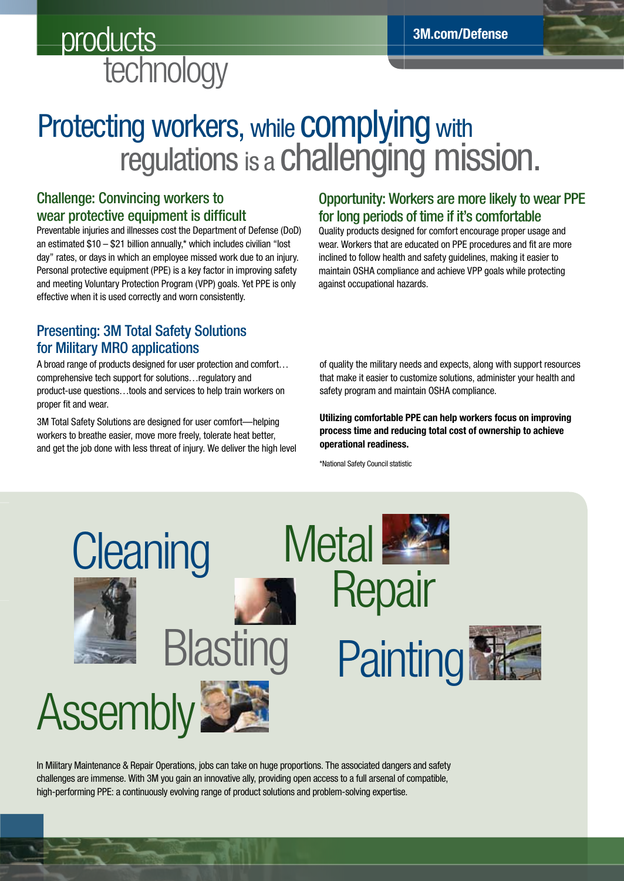products
technology

# Protecting workers, while complying with regulations is a challenging mission.

### Challenge: Convincing workers to wear protective equipment is difficult

Preventable injuries and illnesses cost the Department of Defense (DoD) an estimated $10 – $21 billion annually,* which includes civilian "lost day" rates, or days in which an employee missed work due to an injury. Personal protective equipment (PPE) is a key factor in improving safety and meeting Voluntary Protection Program (VPP) goals. Yet PPE is only effective when it is used correctly and worn consistently.

### Opportunity: Workers are more likely to wear PPE for long periods of time if it's comfortable

Quality products designed for comfort encourage proper usage and wear. Workers that are educated on PPE procedures and fit are more inclined to follow health and safety guidelines, making it easier to maintain OSHA compliance and achieve VPP goals while protecting against occupational hazards.

### Presenting: 3M Total Safety Solutions for Military MRO applications

A broad range of products designed for user protection and comfort… comprehensive tech support for solutions…regulatory and product-use questions…tools and services to help train workers on proper fit and wear.

3M Total Safety Solutions are designed for user comfort—helping workers to breathe easier, move more freely, tolerate heat better, and get the job done with less threat of injury. We deliver the high level of quality the military needs and expects, along with support resources that make it easier to customize solutions, administer your health and safety program and maintain OSHA compliance.

**Utilizing comfortable PPE can help workers focus on improving process time and reducing total cost of ownership to achieve operational readiness.**

*National Safety Council statistic

Cleaning

Metal Repair

Blasting

Painting

Assembly

In Military Maintenance & Repair Operations, jobs can take on huge proportions. The associated dangers and safety challenges are immense. With 3M you gain an innovative ally, providing open access to a full arsenal of compatible, high-performing PPE: a continuously evolving range of product solutions and problem-solving expertise.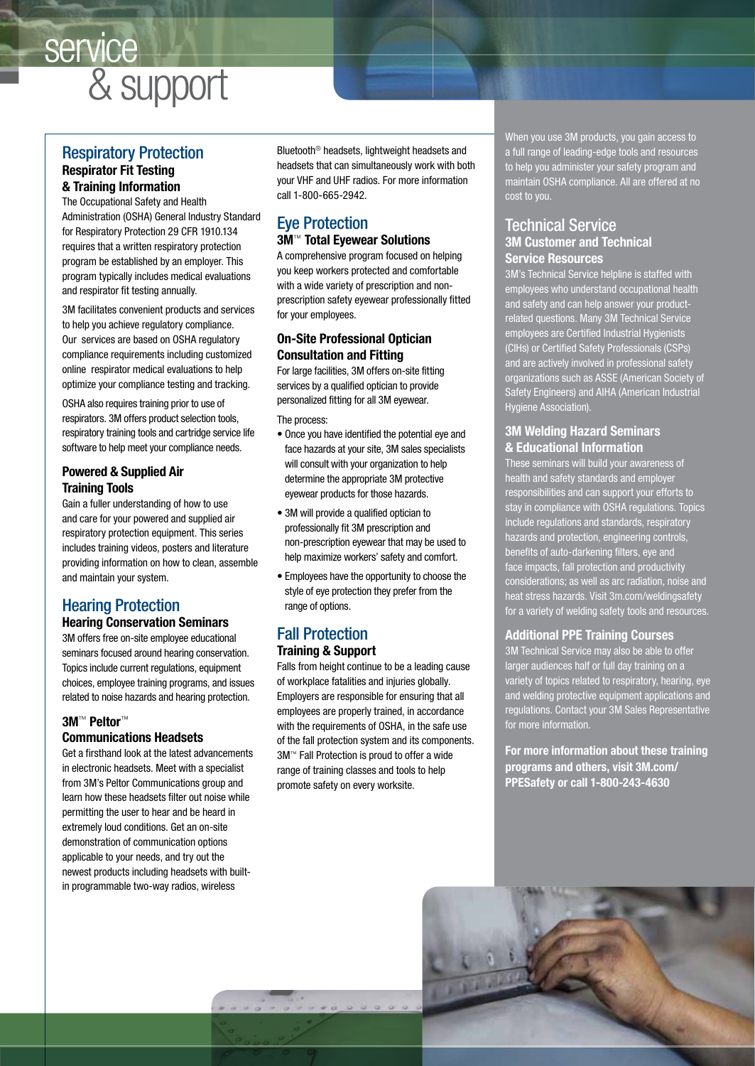# service & support

## Respiratory Protection

### Respirator Fit Testing & Training Information

The Occupational Safety and Health Administration (OSHA) General Industry Standard for Respiratory Protection 29 CFR 1910.134 requires that a written respiratory protection program be established by an employer. This program typically includes medical evaluations and respirator fit testing annually.

3M facilitates convenient products and services to help you achieve regulatory compliance. Our services are based on OSHA regulatory compliance requirements including customized online respirator medical evaluations to help optimize your compliance testing and tracking.

OSHA also requires training prior to use of respirators. 3M offers product selection tools, respiratory training tools and cartridge service life software to help meet your compliance needs.

### Powered & Supplied Air Training Tools

Gain a fuller understanding of how to use and care for your powered and supplied air respiratory protection equipment. This series includes training videos, posters and literature providing information on how to clean, assemble and maintain your system.

## Hearing Protection

### Hearing Conservation Seminars

3M offers free on-site employee educational seminars focused around hearing conservation. Topics include current regulations, equipment choices, employee training programs, and issues related to noise hazards and hearing protection.

### 3M™ Peltor™ Communications Headsets

Get a firsthand look at the latest advancements in electronic headsets. Meet with a specialist from 3M's Peltor Communications group and learn how these headsets filter out noise while permitting the user to hear and be heard in extremely loud conditions. Get an on-site demonstration of communication options applicable to your needs, and try out the newest products including headsets with built-in programmable two-way radios, wireless Bluetooth® headsets, lightweight headsets and headsets that can simultaneously work with both your VHF and UHF radios. For more information call 1-800-665-2942.

## Eye Protection

### 3M™ Total Eyewear Solutions

A comprehensive program focused on helping you keep workers protected and comfortable with a wide variety of prescription and non-prescription safety eyewear professionally fitted for your employees.

### On-Site Professional Optician Consultation and Fitting

For large facilities, 3M offers on-site fitting services by a qualified optician to provide personalized fitting for all 3M eyewear.

The process:

- Once you have identified the potential eye and face hazards at your site, 3M sales specialists will consult with your organization to help determine the appropriate 3M protective eyewear products for those hazards.
- 3M will provide a qualified optician to professionally fit 3M prescription and non-prescription eyewear that may be used to help maximize workers' safety and comfort.
- Employees have the opportunity to choose the style of eye protection they prefer from the range of options.

## Fall Protection

### Training & Support

Falls from height continue to be a leading cause of workplace fatalities and injuries globally. Employers are responsible for ensuring that all employees are properly trained, in accordance with the requirements of OSHA, in the safe use of the fall protection system and its components. 3M™ Fall Protection is proud to offer a wide range of training classes and tools to help promote safety on every worksite.

When you use 3M products, you gain access to a full range of leading-edge tools and resources to help you administer your safety program and maintain OSHA compliance. All are offered at no cost to you.

## Technical Service

### 3M Customer and Technical Service Resources

3M's Technical Service helpline is staffed with employees who understand occupational health and safety and can help answer your product-related questions. Many 3M Technical Service employees are Certified Industrial Hygienists (CIHs) or Certified Safety Professionals (CSPs) and are actively involved in professional safety organizations such as ASSE (American Society of Safety Engineers) and AIHA (American Industrial Hygiene Association).

### 3M Welding Hazard Seminars & Educational Information

These seminars will build your awareness of health and safety standards and employer responsibilities and can support your efforts to stay in compliance with OSHA regulations. Topics include regulations and standards, respiratory hazards and protection, engineering controls, benefits of auto-darkening filters, eye and face impacts, fall protection and productivity considerations; as well as arc radiation, noise and heat stress hazards. Visit 3m.com/weldingsafety for a variety of welding safety tools and resources.

### Additional PPE Training Courses

3M Technical Service may also be able to offer larger audiences half or full day training on a variety of topics related to respiratory, hearing, eye and welding protective equipment applications and regulations. Contact your 3M Sales Representative for more information.

**For more information about these training programs and others, visit 3M.com/PPESafety or call 1-800-243-4630**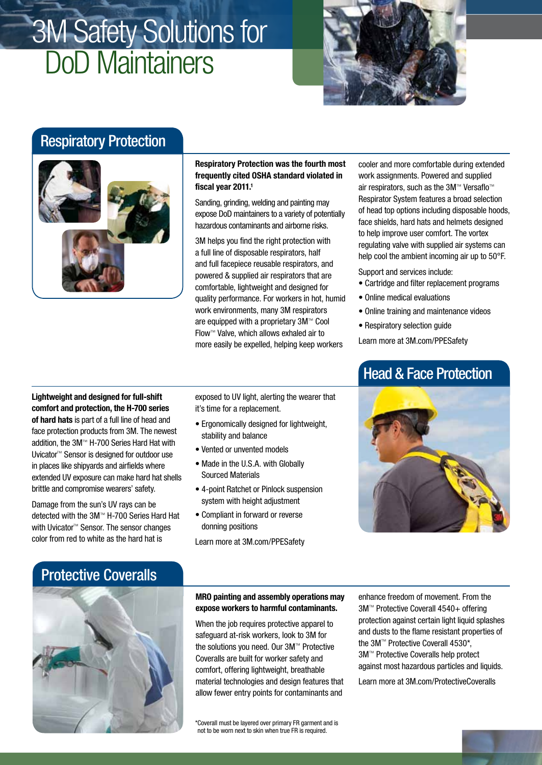# 3M Safety Solutions for DoD Maintainers

## Respiratory Protection

**Respiratory Protection was the fourth most frequently cited OSHA standard violated in fiscal year 2011.[1]**

Sanding, grinding, welding and painting may expose DoD maintainers to a variety of potentially hazardous contaminants and airborne risks.

3M helps you find the right protection with a full line of disposable respirators, half and full facepiece reusable respirators, and powered & supplied air respirators that are comfortable, lightweight and designed for quality performance. For workers in hot, humid work environments, many 3M respirators are equipped with a proprietary 3M™ Cool Flow™ Valve, which allows exhaled air to more easily be expelled, helping keep workers cooler and more comfortable during extended work assignments. Powered and supplied air respirators, such as the 3M™ Versaflo™ Respirator System features a broad selection of head top options including disposable hoods, face shields, hard hats and helmets designed to help improve user comfort. The vortex regulating valve with supplied air systems can help cool the ambient incoming air up to 50°F.

Support and services include:

- Cartridge and filter replacement programs
- Online medical evaluations
- Online training and maintenance videos
- Respiratory selection guide

Learn more at 3M.com/PPESafety

## Head & Face Protection

**Lightweight and designed for full-shift comfort and protection, the H-700 series of hard hats** is part of a full line of head and face protection products from 3M. The newest addition, the 3M™ H-700 Series Hard Hat with Uvicator™ Sensor is designed for outdoor use in places like shipyards and airfields where extended UV exposure can make hard hat shells brittle and compromise wearers' safety.

Damage from the sun's UV rays can be detected with the 3M™ H-700 Series Hard Hat with Uvicator™ Sensor. The sensor changes color from red to white as the hard hat is exposed to UV light, alerting the wearer that it's time for a replacement.

- Ergonomically designed for lightweight, stability and balance
- Vented or unvented models
- Made in the U.S.A. with Globally Sourced Materials
- 4-point Ratchet or Pinlock suspension system with height adjustment
- Compliant in forward or reverse donning positions

Learn more at 3M.com/PPESafety

## Protective Coveralls

**MRO painting and assembly operations may expose workers to harmful contaminants.**

When the job requires protective apparel to safeguard at-risk workers, look to 3M for the solutions you need. Our 3M™ Protective Coveralls are built for worker safety and comfort, offering lightweight, breathable material technologies and design features that allow fewer entry points for contaminants and enhance freedom of movement. From the 3M™ Protective Coverall 4540+ offering protection against certain light liquid splashes and dusts to the flame resistant properties of the 3M™ Protective Coverall 4530*, 3M™ Protective Coveralls help protect against most hazardous particles and liquids.

Learn more at 3M.com/ProtectiveCoveralls

*Coverall must be layered over primary FR garment and is not to be worn next to skin when true FR is required.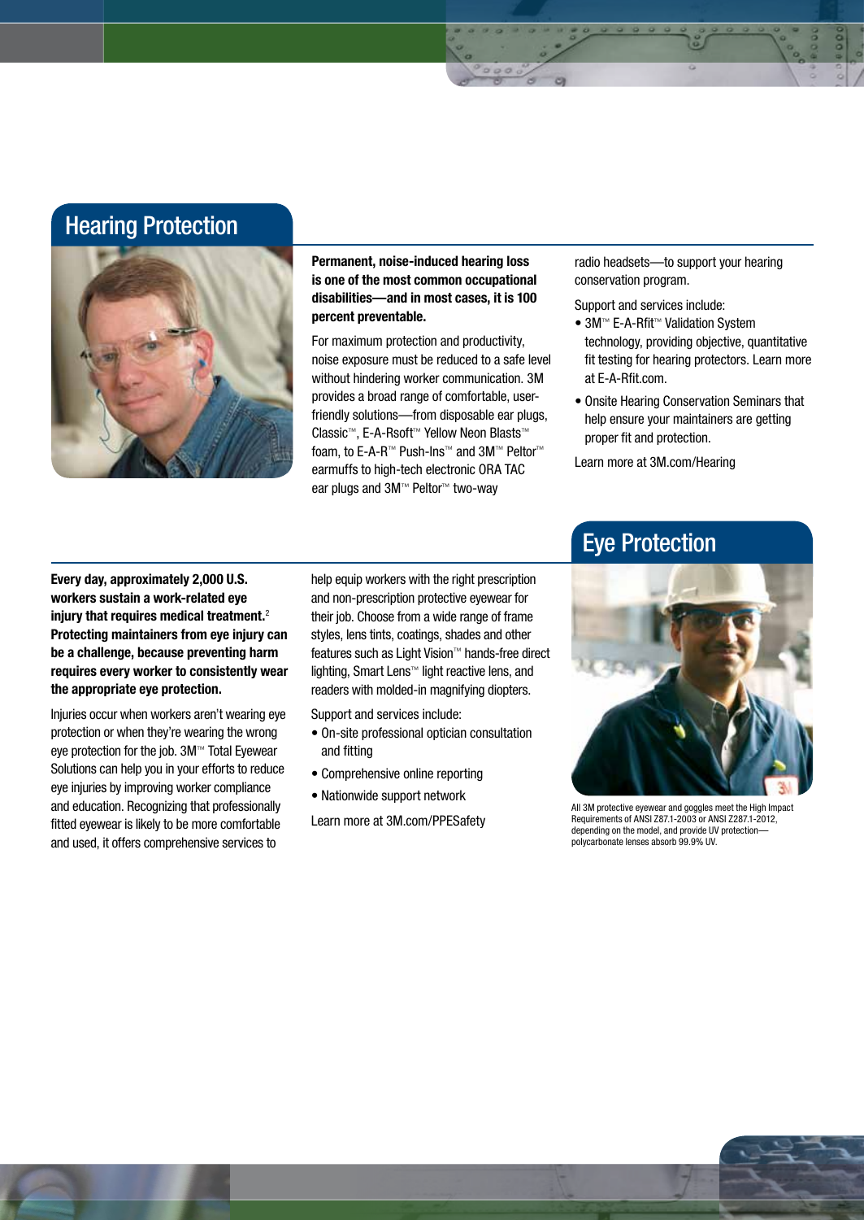## Hearing Protection

**Permanent, noise-induced hearing loss is one of the most common occupational disabilities—and in most cases, it is 100 percent preventable.**

For maximum protection and productivity, noise exposure must be reduced to a safe level without hindering worker communication. 3M provides a broad range of comfortable, user-friendly solutions—from disposable ear plugs, Classic™, E-A-Rsoft™ Yellow Neon Blasts™ foam, to E-A-R™ Push-Ins™ and 3M™ Peltor™ earmuffs to high-tech electronic ORA TAC ear plugs and 3M™ Peltor™ two-way radio headsets—to support your hearing conservation program.

Support and services include:

- 3M™ E-A-Rfit™ Validation System technology, providing objective, quantitative fit testing for hearing protectors. Learn more at E-A-Rfit.com.
- Onsite Hearing Conservation Seminars that help ensure your maintainers are getting proper fit and protection.

Learn more at 3M.com/Hearing

## Eye Protection

**Every day, approximately 2,000 U.S. workers sustain a work-related eye injury that requires medical treatment.[2] Protecting maintainers from eye injury can be a challenge, because preventing harm requires every worker to consistently wear the appropriate eye protection.**

Injuries occur when workers aren't wearing eye protection or when they're wearing the wrong eye protection for the job. 3M™ Total Eyewear Solutions can help you in your efforts to reduce eye injuries by improving worker compliance and education. Recognizing that professionally fitted eyewear is likely to be more comfortable and used, it offers comprehensive services to help equip workers with the right prescription and non-prescription protective eyewear for their job. Choose from a wide range of frame styles, lens tints, coatings, shades and other features such as Light Vision™ hands-free direct lighting, Smart Lens™ light reactive lens, and readers with molded-in magnifying diopters.

Support and services include:

- On-site professional optician consultation and fitting
- Comprehensive online reporting
- Nationwide support network

Learn more at 3M.com/PPESafety

All 3M protective eyewear and goggles meet the High Impact Requirements of ANSI Z87.1-2003 or ANSI Z287.1-2012, depending on the model, and provide UV protection—polycarbonate lenses absorb 99.9% UV.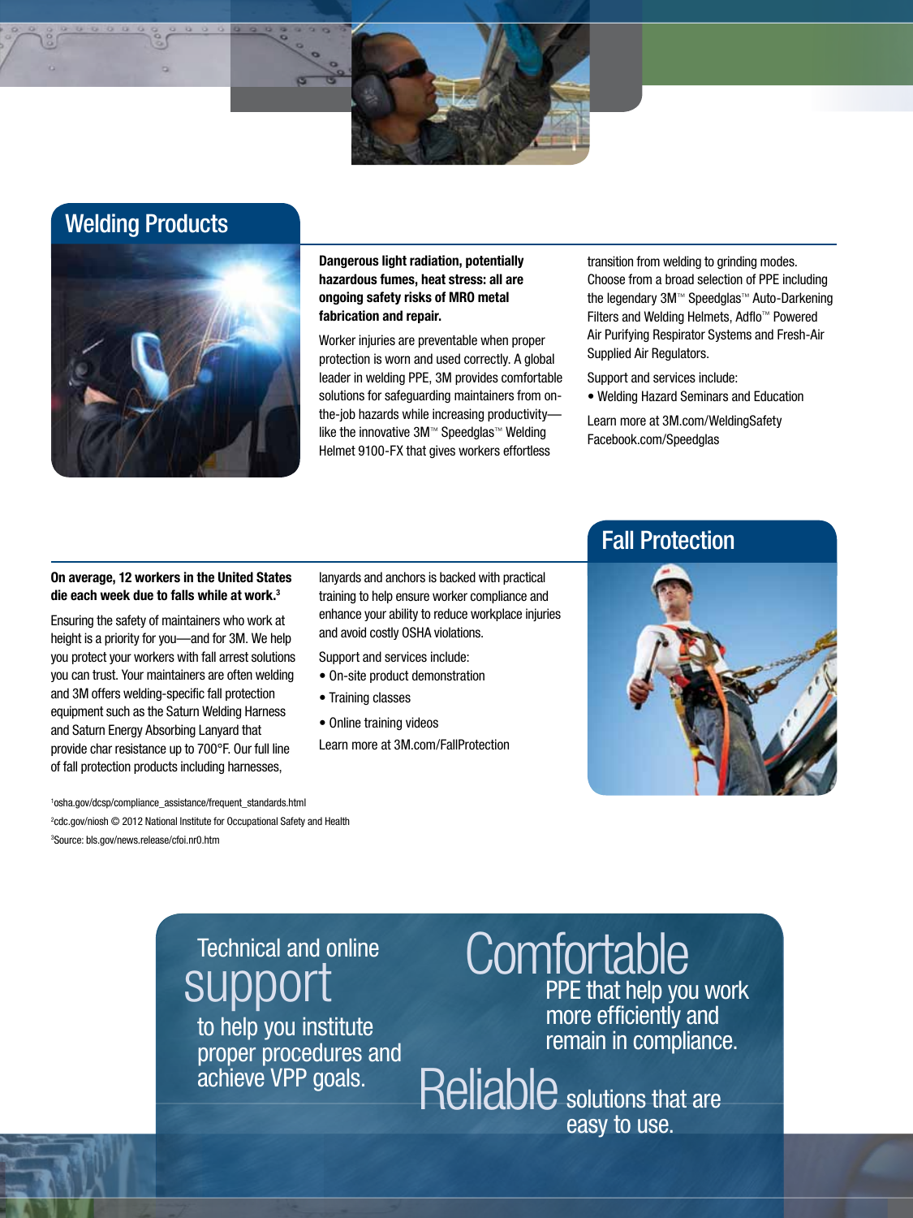## Welding Products

**Dangerous light radiation, potentially hazardous fumes, heat stress: all are ongoing safety risks of MRO metal fabrication and repair.**

Worker injuries are preventable when proper protection is worn and used correctly. A global leader in welding PPE, 3M provides comfortable solutions for safeguarding maintainers from on-the-job hazards while increasing productivity—like the innovative 3M™ Speedglas™ Welding Helmet 9100-FX that gives workers effortless transition from welding to grinding modes. Choose from a broad selection of PPE including the legendary 3M™ Speedglas™ Auto-Darkening Filters and Welding Helmets, Adflo™ Powered Air Purifying Respirator Systems and Fresh-Air Supplied Air Regulators.

Support and services include:

- Welding Hazard Seminars and Education

Learn more at 3M.com/WeldingSafety
Facebook.com/Speedglas

## Fall Protection

**On average, 12 workers in the United States die each week due to falls while at work.[3]**

Ensuring the safety of maintainers who work at height is a priority for you—and for 3M. We help you protect your workers with fall arrest solutions you can trust. Your maintainers are often welding and 3M offers welding-specific fall protection equipment such as the Saturn Welding Harness and Saturn Energy Absorbing Lanyard that provide char resistance up to 700°F. Our full line of fall protection products including harnesses, lanyards and anchors is backed with practical training to help ensure worker compliance and enhance your ability to reduce workplace injuries and avoid costly OSHA violations.

Support and services include:

- On-site product demonstration
- Training classes
- Online training videos

Learn more at 3M.com/FallProtection

[1]osha.gov/dcsp/compliance_assistance/frequent_standards.html
[2]cdc.gov/niosh © 2012 National Institute for Occupational Safety and Health
[3]Source: bls.gov/news.release/cfoi.nr0.htm

Technical and online **support** to help you institute proper procedures and achieve VPP goals.

**Comfortable** PPE that help you work more efficiently and remain in compliance.

**Reliable** solutions that are easy to use.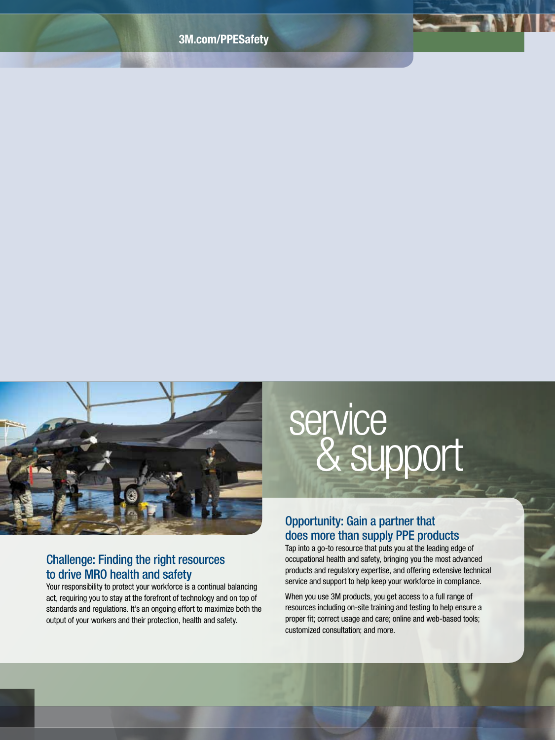3M.com/PPESafety

# service & support

## Challenge: Finding the right resources to drive MRO health and safety

Your responsibility to protect your workforce is a continual balancing act, requiring you to stay at the forefront of technology and on top of standards and regulations. It's an ongoing effort to maximize both the output of your workers and their protection, health and safety.

## Opportunity: Gain a partner that does more than supply PPE products

Tap into a go-to resource that puts you at the leading edge of occupational health and safety, bringing you the most advanced products and regulatory expertise, and offering extensive technical service and support to help keep your workforce in compliance.

When you use 3M products, you get access to a full range of resources including on-site training and testing to help ensure a proper fit; correct usage and care; online and web-based tools; customized consultation; and more.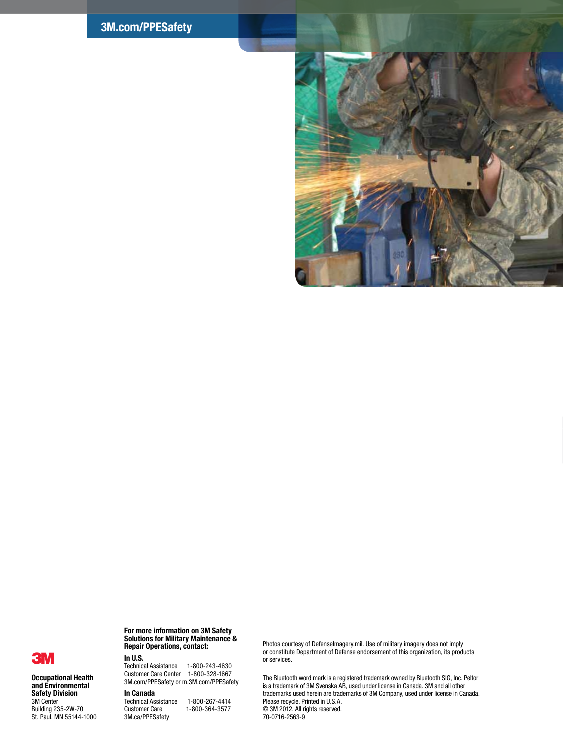3M.com/PPESafety

3M

**Occupational Health and Environmental Safety Division**
3M Center
Building 235-2W-70
St. Paul, MN 55144-1000

**For more information on 3M Safety Solutions for Military Maintenance & Repair Operations, contact:**

**In U.S.**
Technical Assistance 1-800-243-4630
Customer Care Center 1-800-328-1667
3M.com/PPESafety or m.3M.com/PPESafety

**In Canada**
Technical Assistance 1-800-267-4414
Customer Care 1-800-364-3577
3M.ca/PPESafety

Photos courtesy of Defenselmagery.mil. Use of military imagery does not imply or constitute Department of Defense endorsement of this organization, its products or services.

The Bluetooth word mark is a registered trademark owned by Bluetooth SIG, Inc. Peltor is a trademark of 3M Svenska AB, used under license in Canada. 3M and all other trademarks used herein are trademarks of 3M Company, used under license in Canada.
Please recycle. Printed in U.S.A.
© 3M 2012. All rights reserved.
70-0716-2563-9